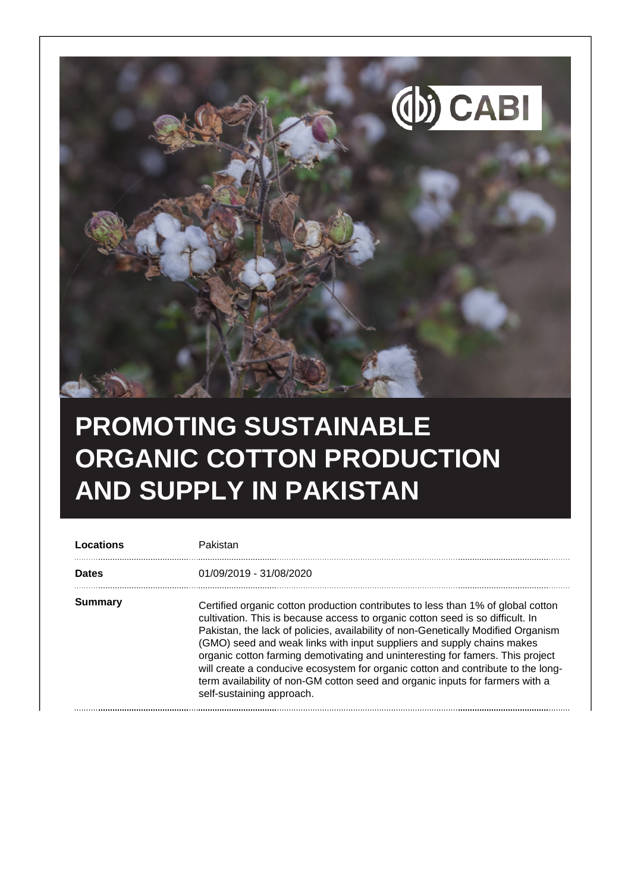# PROMOTING SUSTAINABLE ORGANIC COTTON PRODUCTION AND SUPPLY IN PAKISTAN

| | |
|---|---|
| **Locations** | Pakistan |
| **Dates** | 01/09/2019 - 31/08/2020 |
| **Summary** | Certified organic cotton production contributes to less than 1% of global cotton cultivation. This is because access to organic cotton seed is so difficult. In Pakistan, the lack of policies, availability of non-Genetically Modified Organism (GMO) seed and weak links with input suppliers and supply chains makes organic cotton farming demotivating and uninteresting for famers. This project will create a conducive ecosystem for organic cotton and contribute to the long-term availability of non-GM cotton seed and organic inputs for farmers with a self-sustaining approach. |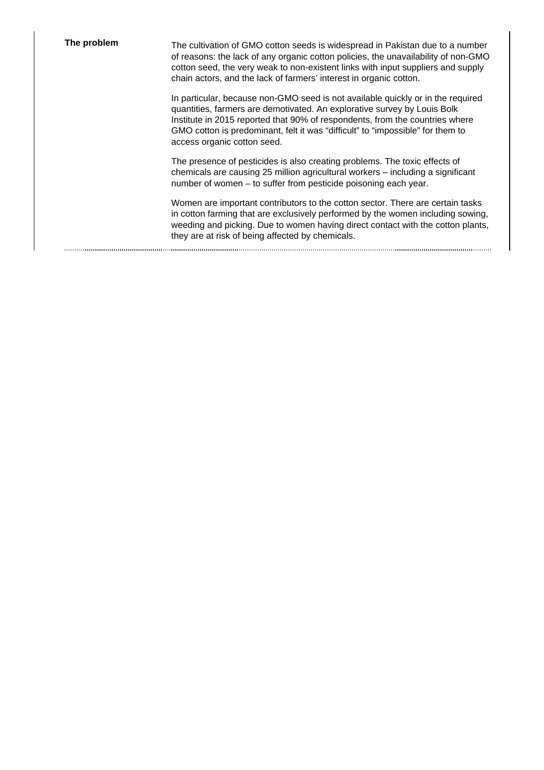**The problem**

The cultivation of GMO cotton seeds is widespread in Pakistan due to a number of reasons: the lack of any organic cotton policies, the unavailability of non-GMO cotton seed, the very weak to non-existent links with input suppliers and supply chain actors, and the lack of farmers' interest in organic cotton.

In particular, because non-GMO seed is not available quickly or in the required quantities, farmers are demotivated. An explorative survey by Louis Bolk Institute in 2015 reported that 90% of respondents, from the countries where GMO cotton is predominant, felt it was "difficult" to "impossible" for them to access organic cotton seed.

The presence of pesticides is also creating problems. The toxic effects of chemicals are causing 25 million agricultural workers – including a significant number of women – to suffer from pesticide poisoning each year.

Women are important contributors to the cotton sector. There are certain tasks in cotton farming that are exclusively performed by the women including sowing, weeding and picking. Due to women having direct contact with the cotton plants, they are at risk of being affected by chemicals.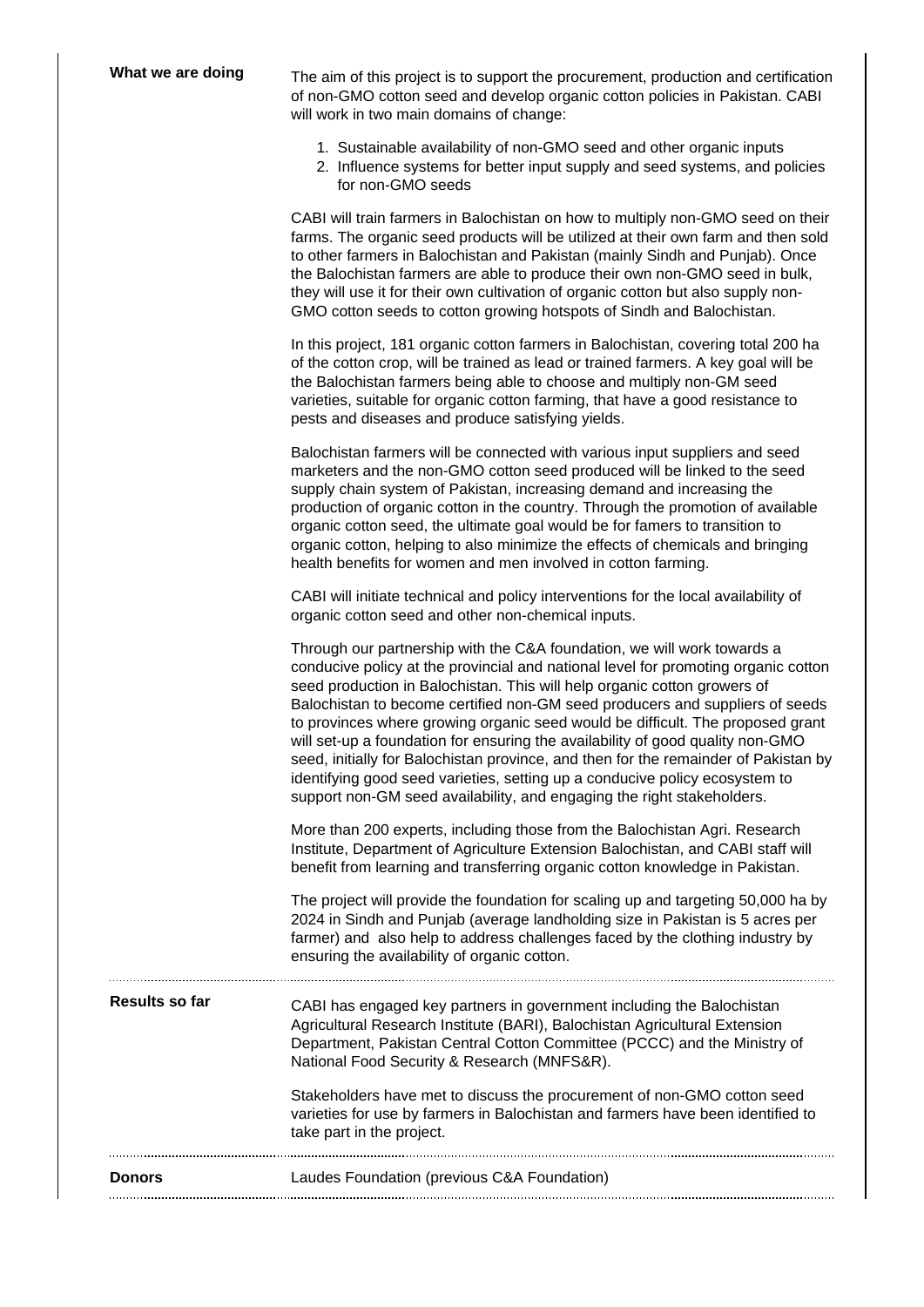**What we are doing**

The aim of this project is to support the procurement, production and certification of non-GMO cotton seed and develop organic cotton policies in Pakistan. CABI will work in two main domains of change:

1. Sustainable availability of non-GMO seed and other organic inputs
2. Influence systems for better input supply and seed systems, and policies for non-GMO seeds

CABI will train farmers in Balochistan on how to multiply non-GMO seed on their farms. The organic seed products will be utilized at their own farm and then sold to other farmers in Balochistan and Pakistan (mainly Sindh and Punjab). Once the Balochistan farmers are able to produce their own non-GMO seed in bulk, they will use it for their own cultivation of organic cotton but also supply non-GMO cotton seeds to cotton growing hotspots of Sindh and Balochistan.

In this project, 181 organic cotton farmers in Balochistan, covering total 200 ha of the cotton crop, will be trained as lead or trained farmers. A key goal will be the Balochistan farmers being able to choose and multiply non-GM seed varieties, suitable for organic cotton farming, that have a good resistance to pests and diseases and produce satisfying yields.

Balochistan farmers will be connected with various input suppliers and seed marketers and the non-GMO cotton seed produced will be linked to the seed supply chain system of Pakistan, increasing demand and increasing the production of organic cotton in the country. Through the promotion of available organic cotton seed, the ultimate goal would be for famers to transition to organic cotton, helping to also minimize the effects of chemicals and bringing health benefits for women and men involved in cotton farming.

CABI will initiate technical and policy interventions for the local availability of organic cotton seed and other non-chemical inputs.

Through our partnership with the C&A foundation, we will work towards a conducive policy at the provincial and national level for promoting organic cotton seed production in Balochistan. This will help organic cotton growers of Balochistan to become certified non-GM seed producers and suppliers of seeds to provinces where growing organic seed would be difficult. The proposed grant will set-up a foundation for ensuring the availability of good quality non-GMO seed, initially for Balochistan province, and then for the remainder of Pakistan by identifying good seed varieties, setting up a conducive policy ecosystem to support non-GM seed availability, and engaging the right stakeholders.

More than 200 experts, including those from the Balochistan Agri. Research Institute, Department of Agriculture Extension Balochistan, and CABI staff will benefit from learning and transferring organic cotton knowledge in Pakistan.

The project will provide the foundation for scaling up and targeting 50,000 ha by 2024 in Sindh and Punjab (average landholding size in Pakistan is 5 acres per farmer) and also help to address challenges faced by the clothing industry by ensuring the availability of organic cotton.

**Results so far**

CABI has engaged key partners in government including the Balochistan Agricultural Research Institute (BARI), Balochistan Agricultural Extension Department, Pakistan Central Cotton Committee (PCCC) and the Ministry of National Food Security & Research (MNFS&R).

Stakeholders have met to discuss the procurement of non-GMO cotton seed varieties for use by farmers in Balochistan and farmers have been identified to take part in the project.

**Donors**

Laudes Foundation (previous C&A Foundation)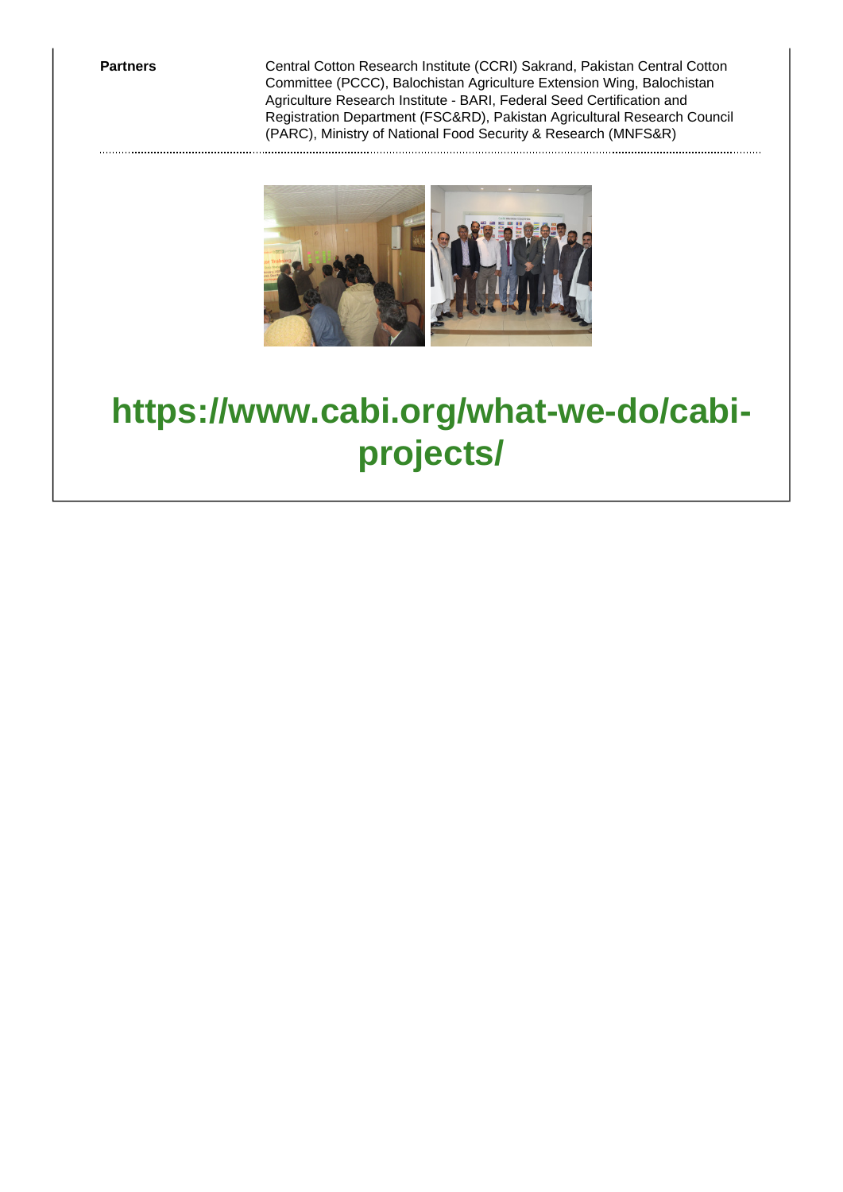| | |
|---|---|
| **Partners** | Central Cotton Research Institute (CCRI) Sakrand, Pakistan Central Cotton Committee (PCCC), Balochistan Agriculture Extension Wing, Balochistan Agriculture Research Institute - BARI, Federal Seed Certification and Registration Department (FSC&RD), Pakistan Agricultural Research Council (PARC), Ministry of National Food Security & Research (MNFS&R) |

## https://www.cabi.org/what-we-do/cabi-projects/